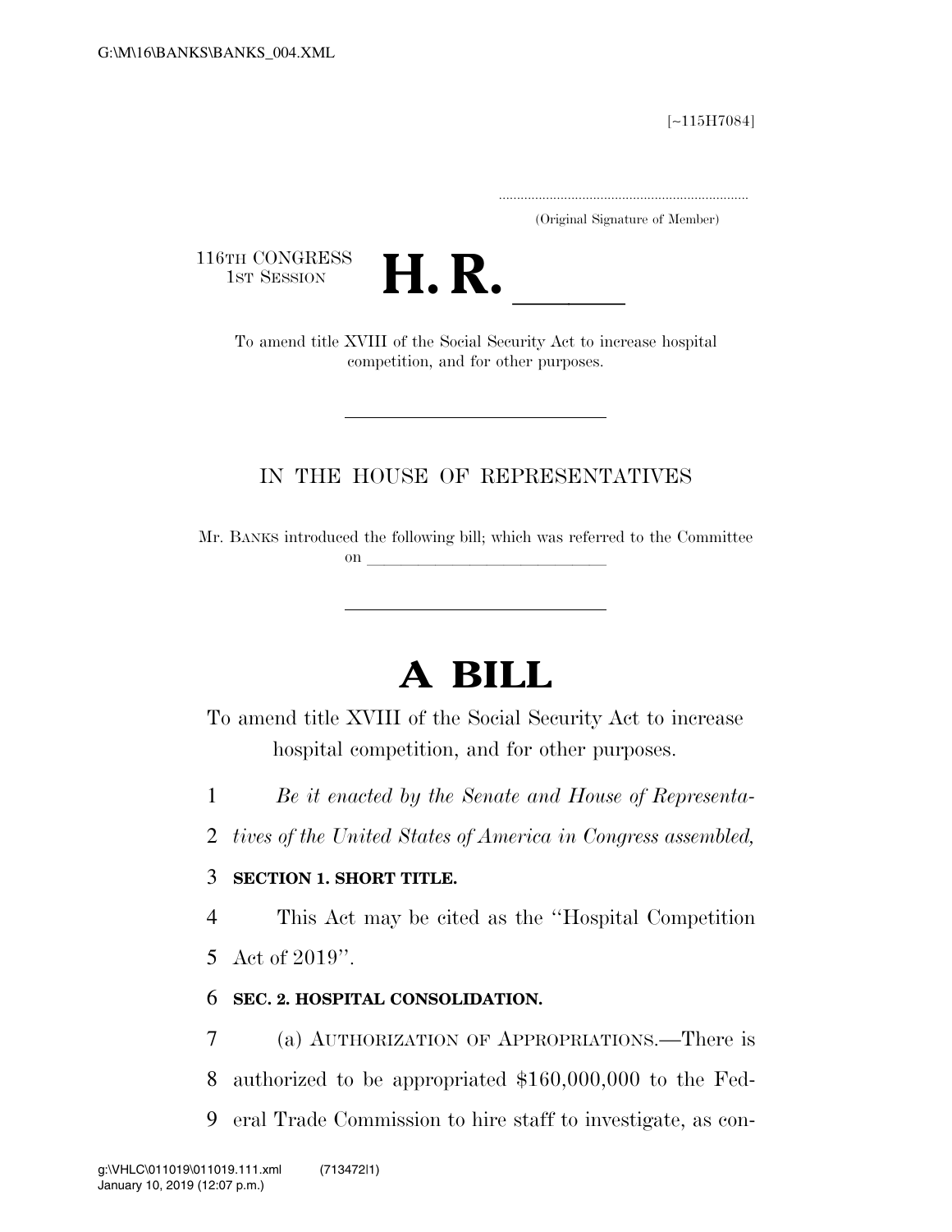[~115H7084]

.....................................................................
(Original Signature of Member)

116TH CONGRESS
1ST SESSION

# H. R. \_\_\_\_\_

To amend title XVIII of the Social Security Act to increase hospital competition, and for other purposes.

---

IN THE HOUSE OF REPRESENTATIVES

Mr. BANKS introduced the following bill; which was referred to the Committee on \_\_\_\_\_\_\_\_\_\_\_\_\_\_\_\_\_\_\_\_\_\_\_\_\_\_\_\_\_\_\_\_

---

# A BILL

To amend title XVIII of the Social Security Act to increase hospital competition, and for other purposes.

*Be it enacted by the Senate and House of Representatives of the United States of America in Congress assembled,*

**SECTION 1. SHORT TITLE.**

This Act may be cited as the ''Hospital Competition Act of 2019''.

**SEC. 2. HOSPITAL CONSOLIDATION.**

(a) AUTHORIZATION OF APPROPRIATIONS.—There is authorized to be appropriated $160,000,000 to the Federal Trade Commission to hire staff to investigate, as con-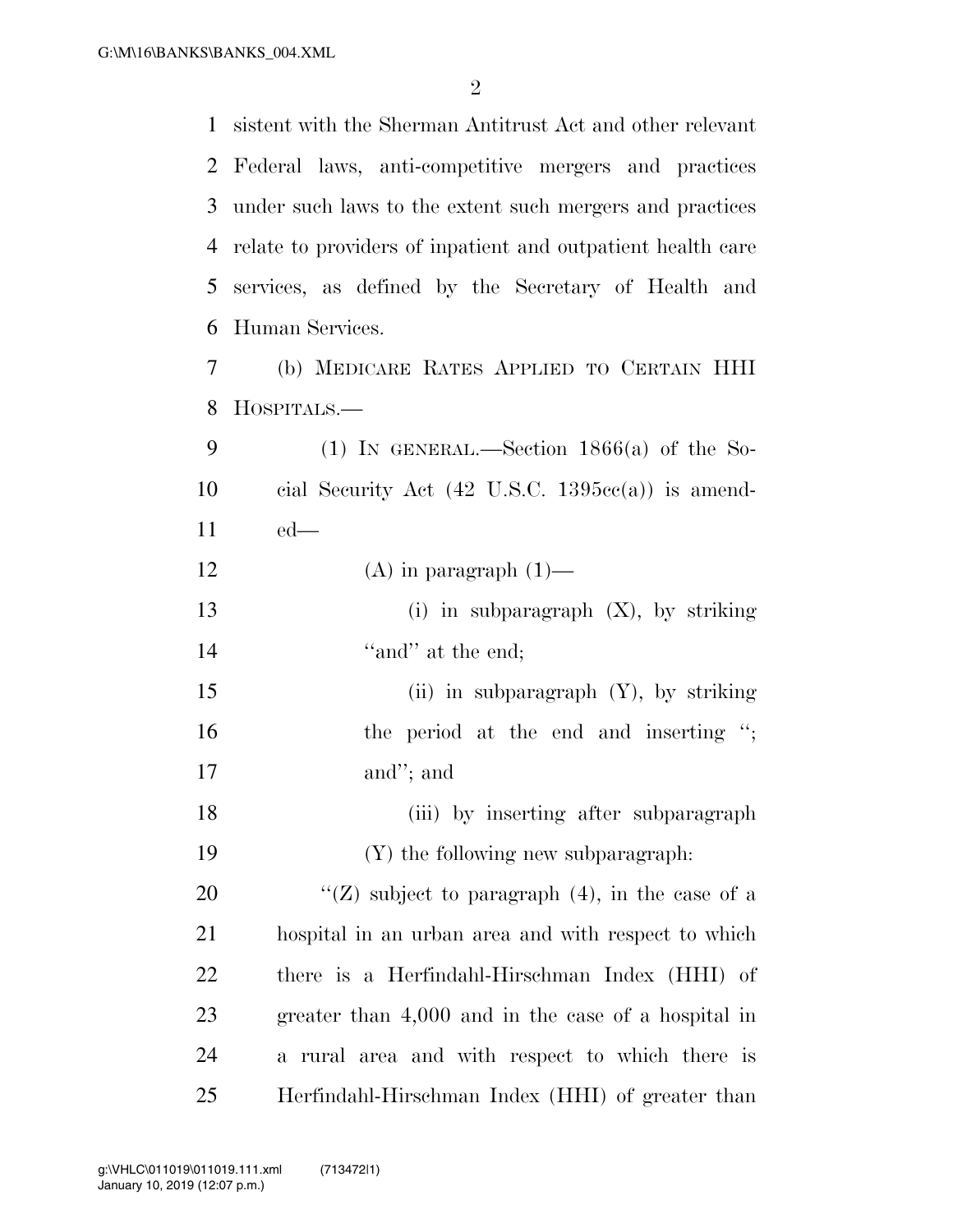sistent with the Sherman Antitrust Act and other relevant Federal laws, anti-competitive mergers and practices under such laws to the extent such mergers and practices relate to providers of inpatient and outpatient health care services, as defined by the Secretary of Health and Human Services.

(b) MEDICARE RATES APPLIED TO CERTAIN HHI HOSPITALS.—

(1) IN GENERAL.—Section 1866(a) of the Social Security Act (42 U.S.C. 1395cc(a)) is amended—

(A) in paragraph (1)—

(i) in subparagraph (X), by striking "and" at the end;

(ii) in subparagraph (Y), by striking the period at the end and inserting "; and"; and

(iii) by inserting after subparagraph (Y) the following new subparagraph:

"(Z) subject to paragraph (4), in the case of a hospital in an urban area and with respect to which there is a Herfindahl-Hirschman Index (HHI) of greater than 4,000 and in the case of a hospital in a rural area and with respect to which there is Herfindahl-Hirschman Index (HHI) of greater than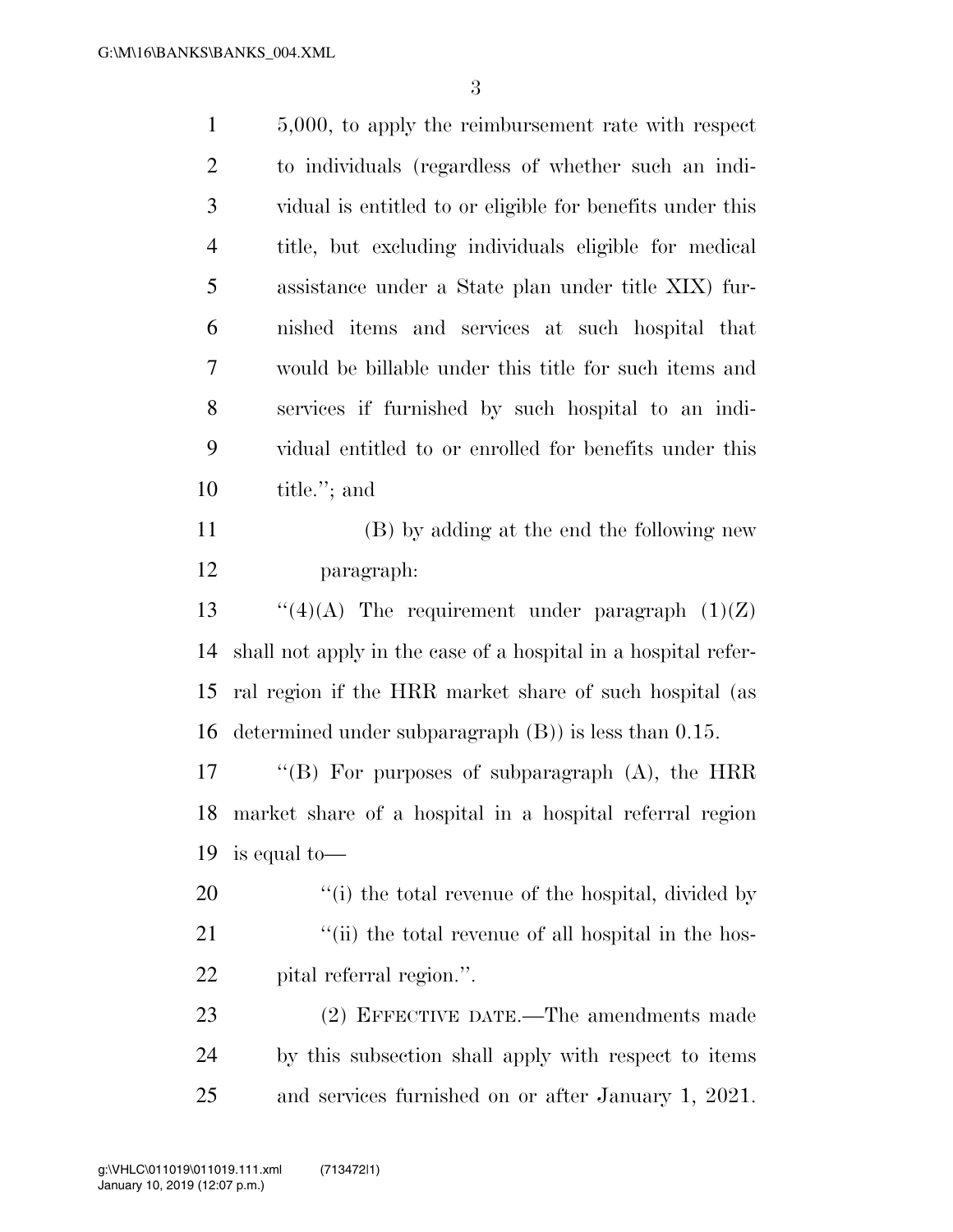5,000, to apply the reimbursement rate with respect to individuals (regardless of whether such an individual is entitled to or eligible for benefits under this title, but excluding individuals eligible for medical assistance under a State plan under title XIX) furnished items and services at such hospital that would be billable under this title for such items and services if furnished by such hospital to an individual entitled to or enrolled for benefits under this title.''; and

(B) by adding at the end the following new paragraph:

''(4)(A) The requirement under paragraph (1)(Z) shall not apply in the case of a hospital in a hospital referral region if the HRR market share of such hospital (as determined under subparagraph (B)) is less than 0.15.

''(B) For purposes of subparagraph (A), the HRR market share of a hospital in a hospital referral region is equal to—

''(i) the total revenue of the hospital, divided by

''(ii) the total revenue of all hospital in the hospital referral region.''.

(2) EFFECTIVE DATE.—The amendments made by this subsection shall apply with respect to items and services furnished on or after January 1, 2021.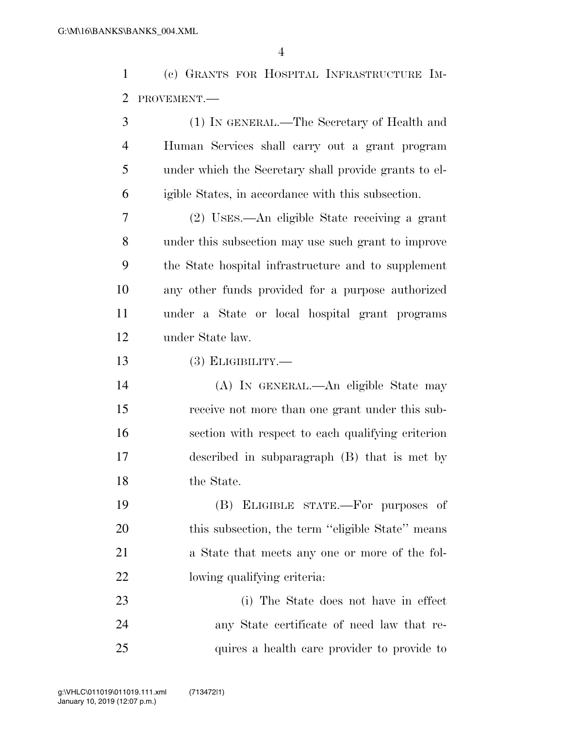(c) GRANTS FOR HOSPITAL INFRASTRUCTURE IMPROVEMENT.—

(1) IN GENERAL.—The Secretary of Health and Human Services shall carry out a grant program under which the Secretary shall provide grants to eligible States, in accordance with this subsection.

(2) USES.—An eligible State receiving a grant under this subsection may use such grant to improve the State hospital infrastructure and to supplement any other funds provided for a purpose authorized under a State or local hospital grant programs under State law.

(3) ELIGIBILITY.—

(A) IN GENERAL.—An eligible State may receive not more than one grant under this subsection with respect to each qualifying criterion described in subparagraph (B) that is met by the State.

(B) ELIGIBLE STATE.—For purposes of this subsection, the term "eligible State" means a State that meets any one or more of the following qualifying criteria:

(i) The State does not have in effect any State certificate of need law that requires a health care provider to provide to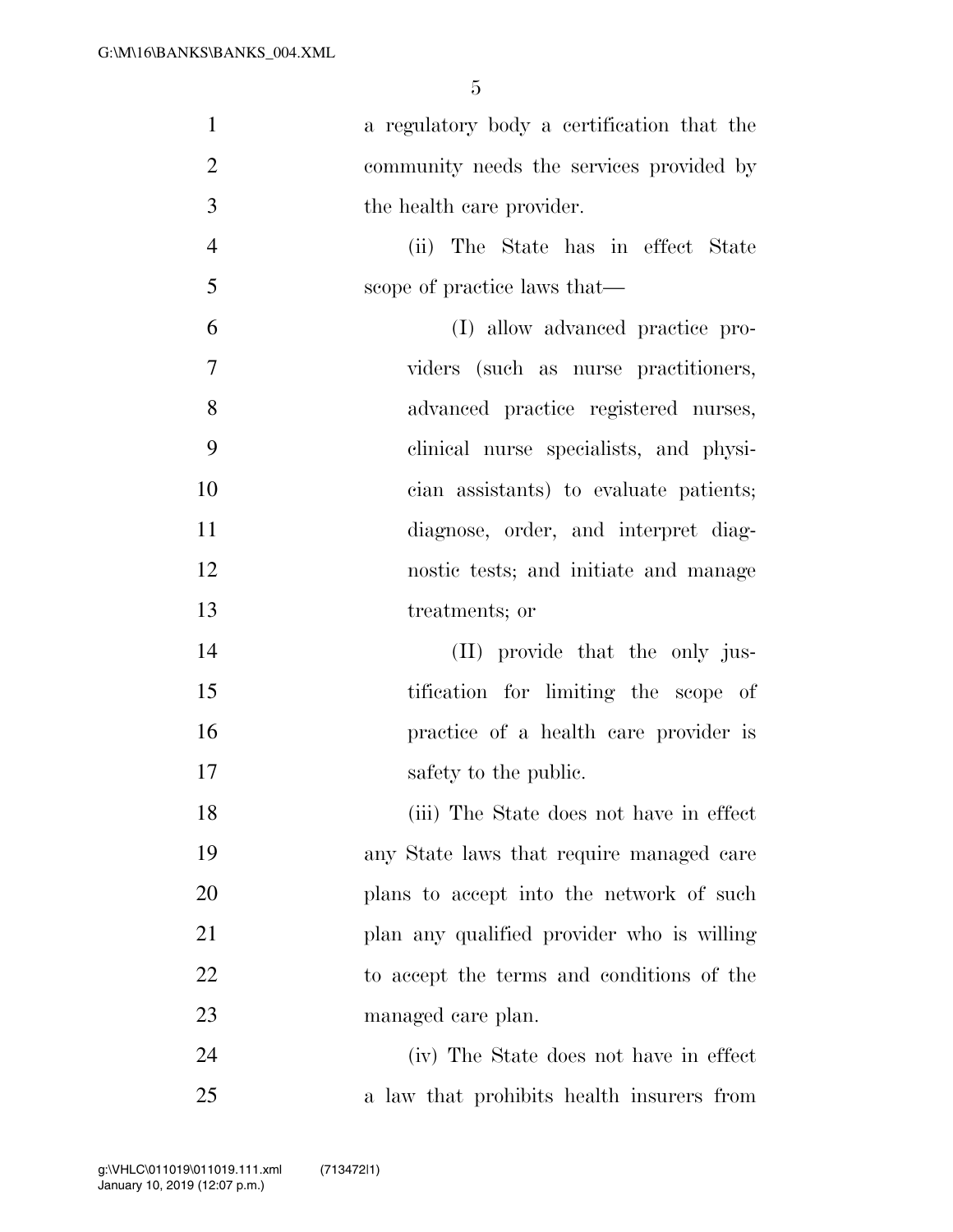a regulatory body a certification that the community needs the services provided by the health care provider.

(ii) The State has in effect State scope of practice laws that—

(I) allow advanced practice providers (such as nurse practitioners, advanced practice registered nurses, clinical nurse specialists, and physician assistants) to evaluate patients; diagnose, order, and interpret diagnostic tests; and initiate and manage treatments; or

(II) provide that the only justification for limiting the scope of practice of a health care provider is safety to the public.

(iii) The State does not have in effect any State laws that require managed care plans to accept into the network of such plan any qualified provider who is willing to accept the terms and conditions of the managed care plan.

(iv) The State does not have in effect a law that prohibits health insurers from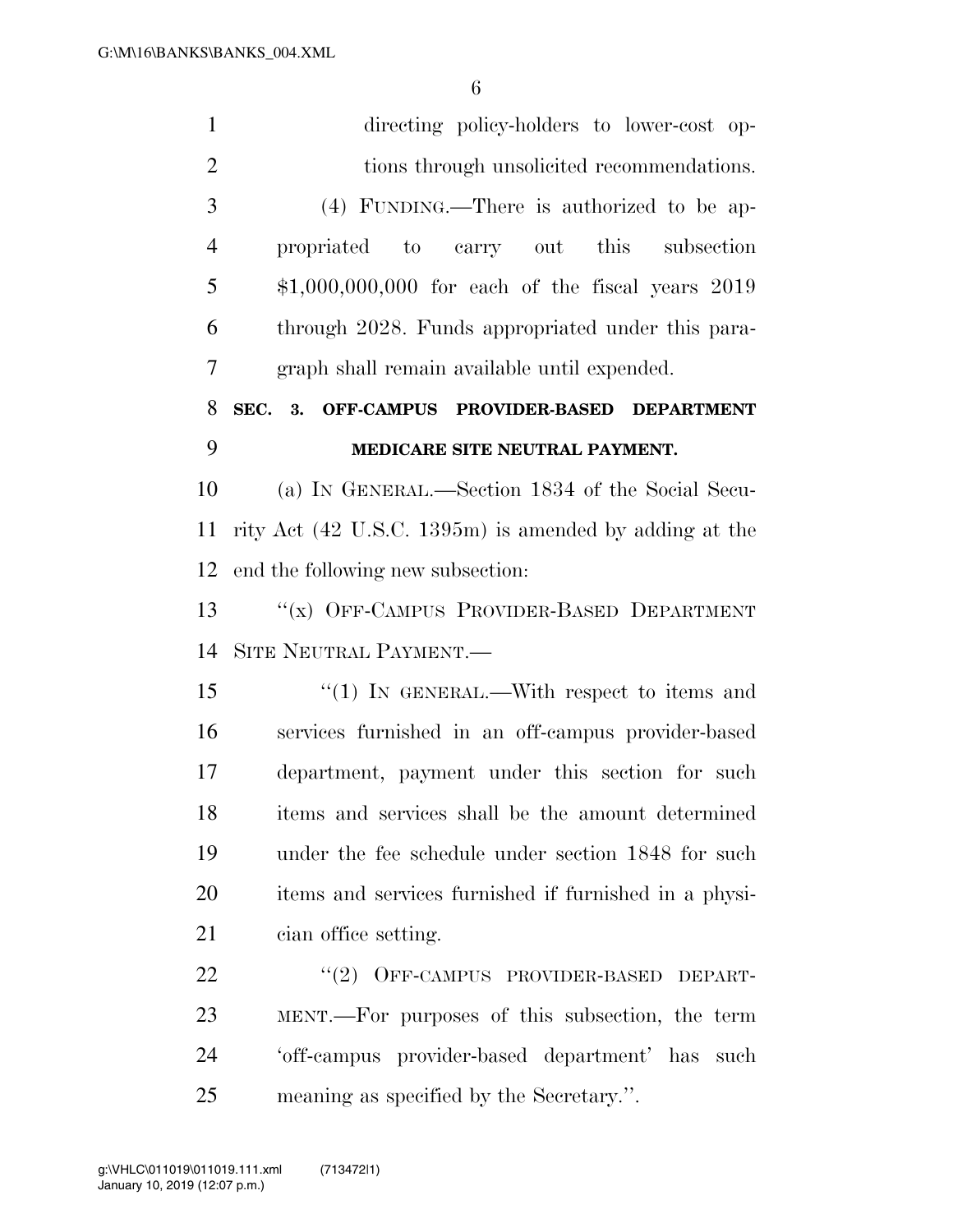directing policy-holders to lower-cost options through unsolicited recommendations.

(4) FUNDING.—There is authorized to be appropriated to carry out this subsection $1,000,000,000 for each of the fiscal years 2019 through 2028. Funds appropriated under this paragraph shall remain available until expended.

## SEC. 3. OFF-CAMPUS PROVIDER-BASED DEPARTMENT MEDICARE SITE NEUTRAL PAYMENT.

(a) IN GENERAL.—Section 1834 of the Social Security Act (42 U.S.C. 1395m) is amended by adding at the end the following new subsection:

"(x) OFF-CAMPUS PROVIDER-BASED DEPARTMENT SITE NEUTRAL PAYMENT.—

"(1) IN GENERAL.—With respect to items and services furnished in an off-campus provider-based department, payment under this section for such items and services shall be the amount determined under the fee schedule under section 1848 for such items and services furnished if furnished in a physician office setting.

"(2) OFF-CAMPUS PROVIDER-BASED DEPARTMENT.—For purposes of this subsection, the term 'off-campus provider-based department' has such meaning as specified by the Secretary.".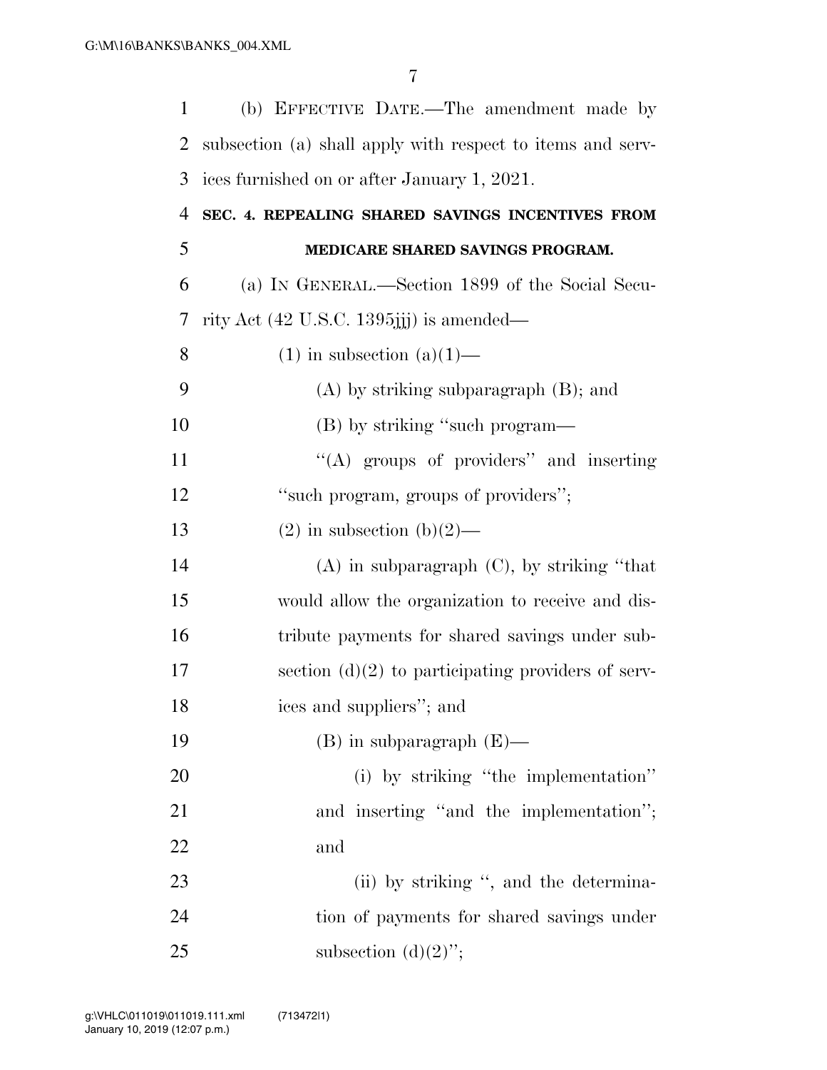(b) EFFECTIVE DATE.—The amendment made by subsection (a) shall apply with respect to items and services furnished on or after January 1, 2021.

**SEC. 4. REPEALING SHARED SAVINGS INCENTIVES FROM MEDICARE SHARED SAVINGS PROGRAM.**

(a) IN GENERAL.—Section 1899 of the Social Security Act (42 U.S.C. 1395jjj) is amended—

(1) in subsection (a)(1)—

(A) by striking subparagraph (B); and

(B) by striking "such program—

"(A) groups of providers" and inserting "such program, groups of providers";

(2) in subsection (b)(2)—

(A) in subparagraph (C), by striking "that would allow the organization to receive and distribute payments for shared savings under subsection (d)(2) to participating providers of services and suppliers"; and

(B) in subparagraph (E)—

(i) by striking "the implementation" and inserting "and the implementation"; and

(ii) by striking ", and the determination of payments for shared savings under subsection (d)(2)";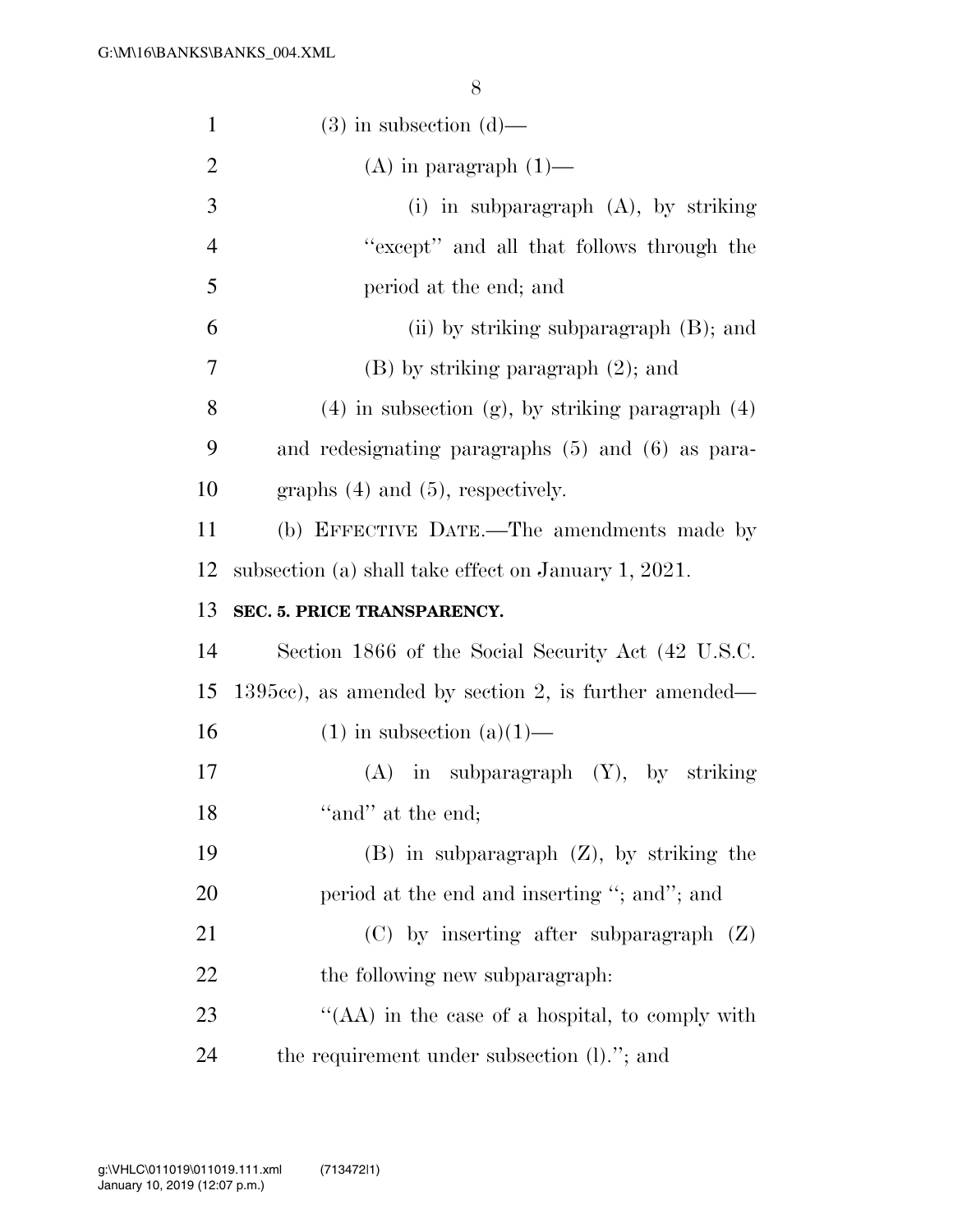(3) in subsection (d)—

(A) in paragraph (1)—

(i) in subparagraph (A), by striking ''except'' and all that follows through the period at the end; and

(ii) by striking subparagraph (B); and

(B) by striking paragraph (2); and

(4) in subsection (g), by striking paragraph (4) and redesignating paragraphs (5) and (6) as paragraphs (4) and (5), respectively.

(b) EFFECTIVE DATE.—The amendments made by subsection (a) shall take effect on January 1, 2021.

**SEC. 5. PRICE TRANSPARENCY.**

Section 1866 of the Social Security Act (42 U.S.C. 1395cc), as amended by section 2, is further amended—

(1) in subsection (a)(1)—

(A) in subparagraph (Y), by striking ''and'' at the end;

(B) in subparagraph (Z), by striking the period at the end and inserting ''; and''; and

(C) by inserting after subparagraph (Z) the following new subparagraph:

''(AA) in the case of a hospital, to comply with the requirement under subsection (l).''; and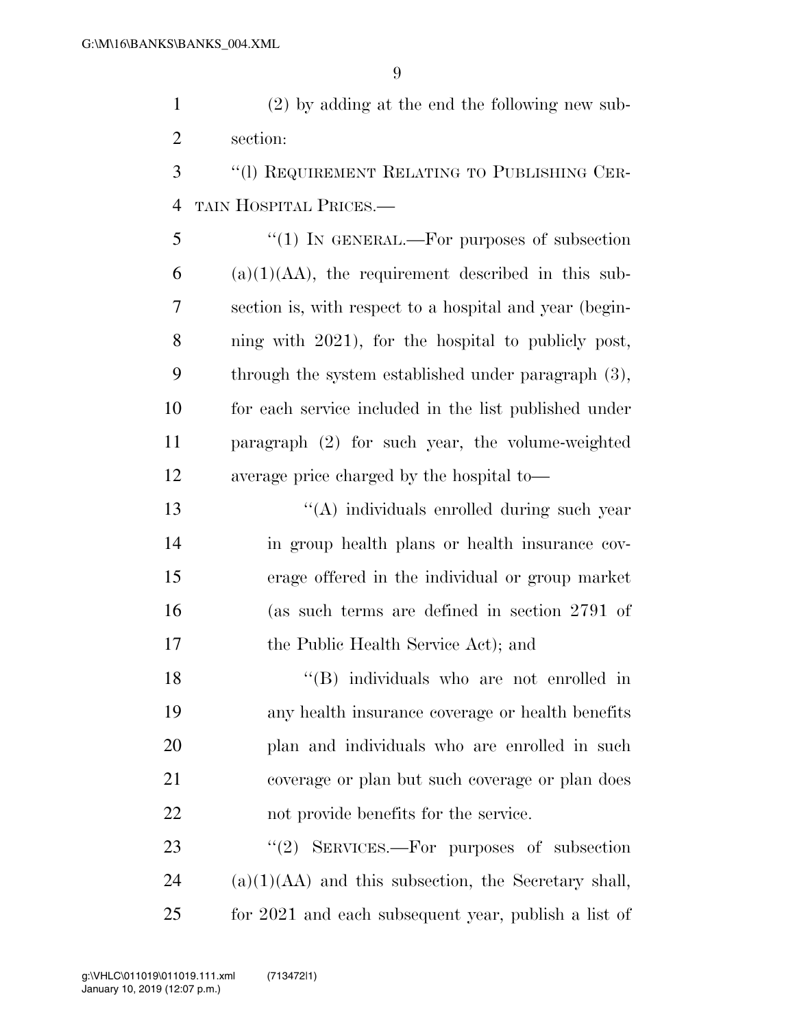(2) by adding at the end the following new subsection:

"(l) REQUIREMENT RELATING TO PUBLISHING CERTAIN HOSPITAL PRICES.—

"(1) IN GENERAL.—For purposes of subsection (a)(1)(AA), the requirement described in this subsection is, with respect to a hospital and year (beginning with 2021), for the hospital to publicly post, through the system established under paragraph (3), for each service included in the list published under paragraph (2) for such year, the volume-weighted average price charged by the hospital to—

"(A) individuals enrolled during such year in group health plans or health insurance coverage offered in the individual or group market (as such terms are defined in section 2791 of the Public Health Service Act); and

"(B) individuals who are not enrolled in any health insurance coverage or health benefits plan and individuals who are enrolled in such coverage or plan but such coverage or plan does not provide benefits for the service.

"(2) SERVICES.—For purposes of subsection (a)(1)(AA) and this subsection, the Secretary shall, for 2021 and each subsequent year, publish a list of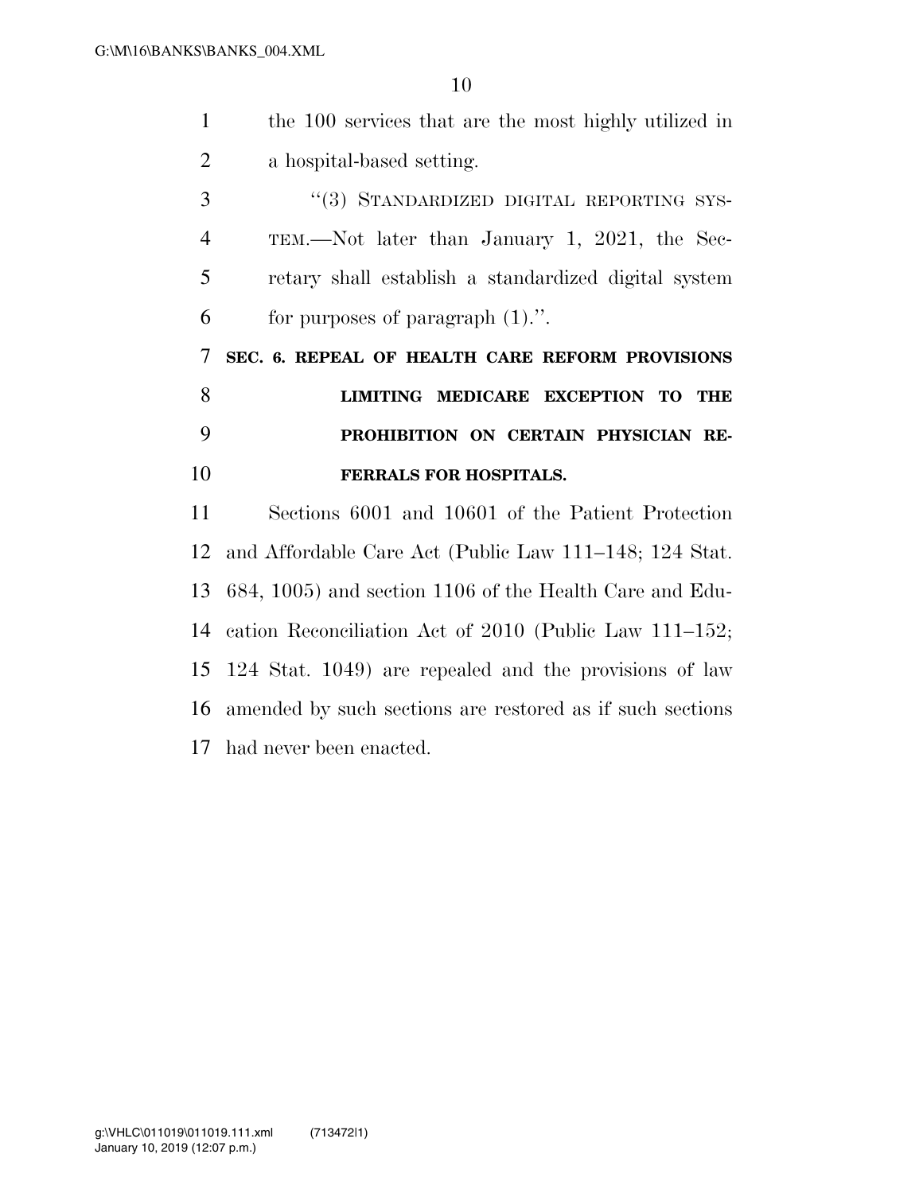the 100 services that are the most highly utilized in a hospital-based setting.

"(3) STANDARDIZED DIGITAL REPORTING SYSTEM.—Not later than January 1, 2021, the Secretary shall establish a standardized digital system for purposes of paragraph (1).".

**SEC. 6. REPEAL OF HEALTH CARE REFORM PROVISIONS LIMITING MEDICARE EXCEPTION TO THE PROHIBITION ON CERTAIN PHYSICIAN REFERRALS FOR HOSPITALS.**

Sections 6001 and 10601 of the Patient Protection and Affordable Care Act (Public Law 111–148; 124 Stat. 684, 1005) and section 1106 of the Health Care and Education Reconciliation Act of 2010 (Public Law 111–152; 124 Stat. 1049) are repealed and the provisions of law amended by such sections are restored as if such sections had never been enacted.